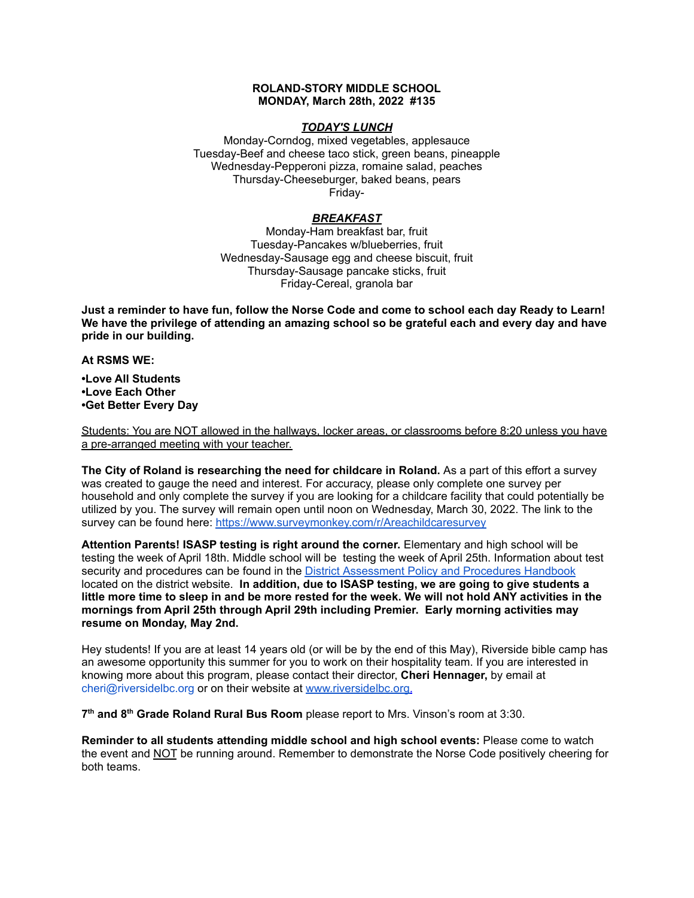**ROLAND-STORY MIDDLE SCHOOL**
**MONDAY, March 28th, 2022 #135**

***TODAY'S LUNCH***

Monday-Corndog, mixed vegetables, applesauce
Tuesday-Beef and cheese taco stick, green beans, pineapple
Wednesday-Pepperoni pizza, romaine salad, peaches
Thursday-Cheeseburger, baked beans, pears
Friday-

***BREAKFAST***

Monday-Ham breakfast bar, fruit
Tuesday-Pancakes w/blueberries, fruit
Wednesday-Sausage egg and cheese biscuit, fruit
Thursday-Sausage pancake sticks, fruit
Friday-Cereal, granola bar

**Just a reminder to have fun, follow the Norse Code and come to school each day Ready to Learn! We have the privilege of attending an amazing school so be grateful each and every day and have pride in our building.**

**At RSMS WE:**

**•Love All Students**
**•Love Each Other**
**•Get Better Every Day**

Students: You are NOT allowed in the hallways, locker areas, or classrooms before 8:20 unless you have a pre-arranged meeting with your teacher.

**The City of Roland is researching the need for childcare in Roland.** As a part of this effort a survey was created to gauge the need and interest. For accuracy, please only complete one survey per household and only complete the survey if you are looking for a childcare facility that could potentially be utilized by you. The survey will remain open until noon on Wednesday, March 30, 2022. The link to the survey can be found here: https://www.surveymonkey.com/r/Areachildcaresurvey

**Attention Parents! ISASP testing is right around the corner.** Elementary and high school will be testing the week of April 18th. Middle school will be testing the week of April 25th. Information about test security and procedures can be found in the District Assessment Policy and Procedures Handbook located on the district website. **In addition, due to ISASP testing, we are going to give students a little more time to sleep in and be more rested for the week. We will not hold ANY activities in the mornings from April 25th through April 29th including Premier. Early morning activities may resume on Monday, May 2nd.**

Hey students! If you are at least 14 years old (or will be by the end of this May), Riverside bible camp has an awesome opportunity this summer for you to work on their hospitality team. If you are interested in knowing more about this program, please contact their director, **Cheri Hennager,** by email at cheri@riversidelbc.org or on their website at www.riversidelbc.org.

**7th and 8th Grade Roland Rural Bus Room** please report to Mrs. Vinson's room at 3:30.

**Reminder to all students attending middle school and high school events:** Please come to watch the event and NOT be running around. Remember to demonstrate the Norse Code positively cheering for both teams.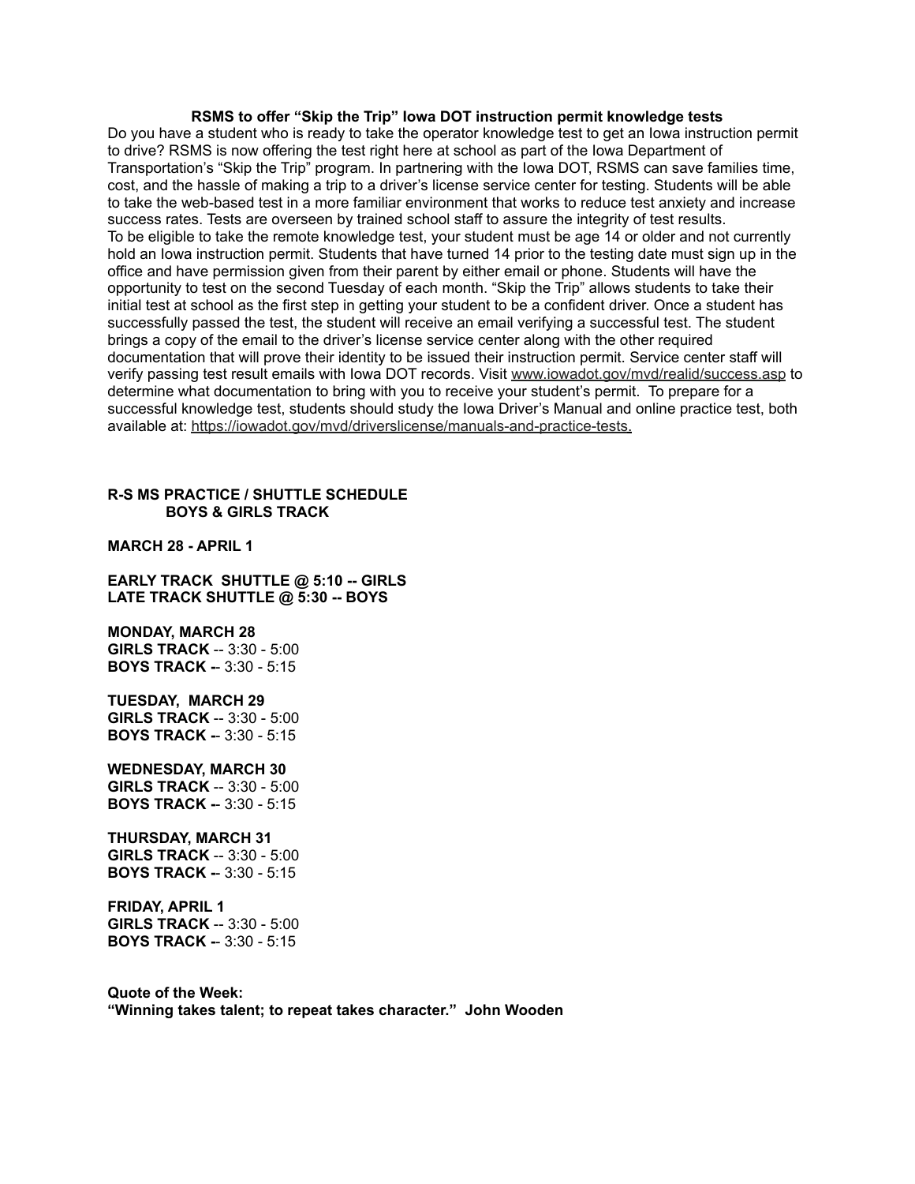## RSMS to offer "Skip the Trip" Iowa DOT instruction permit knowledge tests

Do you have a student who is ready to take the operator knowledge test to get an Iowa instruction permit to drive? RSMS is now offering the test right here at school as part of the Iowa Department of Transportation's "Skip the Trip" program. In partnering with the Iowa DOT, RSMS can save families time, cost, and the hassle of making a trip to a driver's license service center for testing. Students will be able to take the web-based test in a more familiar environment that works to reduce test anxiety and increase success rates. Tests are overseen by trained school staff to assure the integrity of test results.

To be eligible to take the remote knowledge test, your student must be age 14 or older and not currently hold an Iowa instruction permit. Students that have turned 14 prior to the testing date must sign up in the office and have permission given from their parent by either email or phone. Students will have the opportunity to test on the second Tuesday of each month. "Skip the Trip" allows students to take their initial test at school as the first step in getting your student to be a confident driver. Once a student has successfully passed the test, the student will receive an email verifying a successful test. The student brings a copy of the email to the driver's license service center along with the other required documentation that will prove their identity to be issued their instruction permit. Service center staff will verify passing test result emails with Iowa DOT records. Visit www.iowadot.gov/mvd/realid/success.asp to determine what documentation to bring with you to receive your student's permit. To prepare for a successful knowledge test, students should study the Iowa Driver's Manual and online practice test, both available at: https://iowadot.gov/mvd/driverslicense/manuals-and-practice-tests.

**R-S MS PRACTICE / SHUTTLE SCHEDULE**
**BOYS & GIRLS TRACK**

**MARCH 28 - APRIL 1**

**EARLY TRACK SHUTTLE @ 5:10 -- GIRLS**
**LATE TRACK SHUTTLE @ 5:30 -- BOYS**

**MONDAY, MARCH 28**
**GIRLS TRACK** -- 3:30 - 5:00
**BOYS TRACK** -- 3:30 - 5:15

**TUESDAY, MARCH 29**
**GIRLS TRACK** -- 3:30 - 5:00
**BOYS TRACK** -- 3:30 - 5:15

**WEDNESDAY, MARCH 30**
**GIRLS TRACK** -- 3:30 - 5:00
**BOYS TRACK** -- 3:30 - 5:15

**THURSDAY, MARCH 31**
**GIRLS TRACK** -- 3:30 - 5:00
**BOYS TRACK** -- 3:30 - 5:15

**FRIDAY, APRIL 1**
**GIRLS TRACK** -- 3:30 - 5:00
**BOYS TRACK** -- 3:30 - 5:15

**Quote of the Week:**
**"Winning takes talent; to repeat takes character." John Wooden**